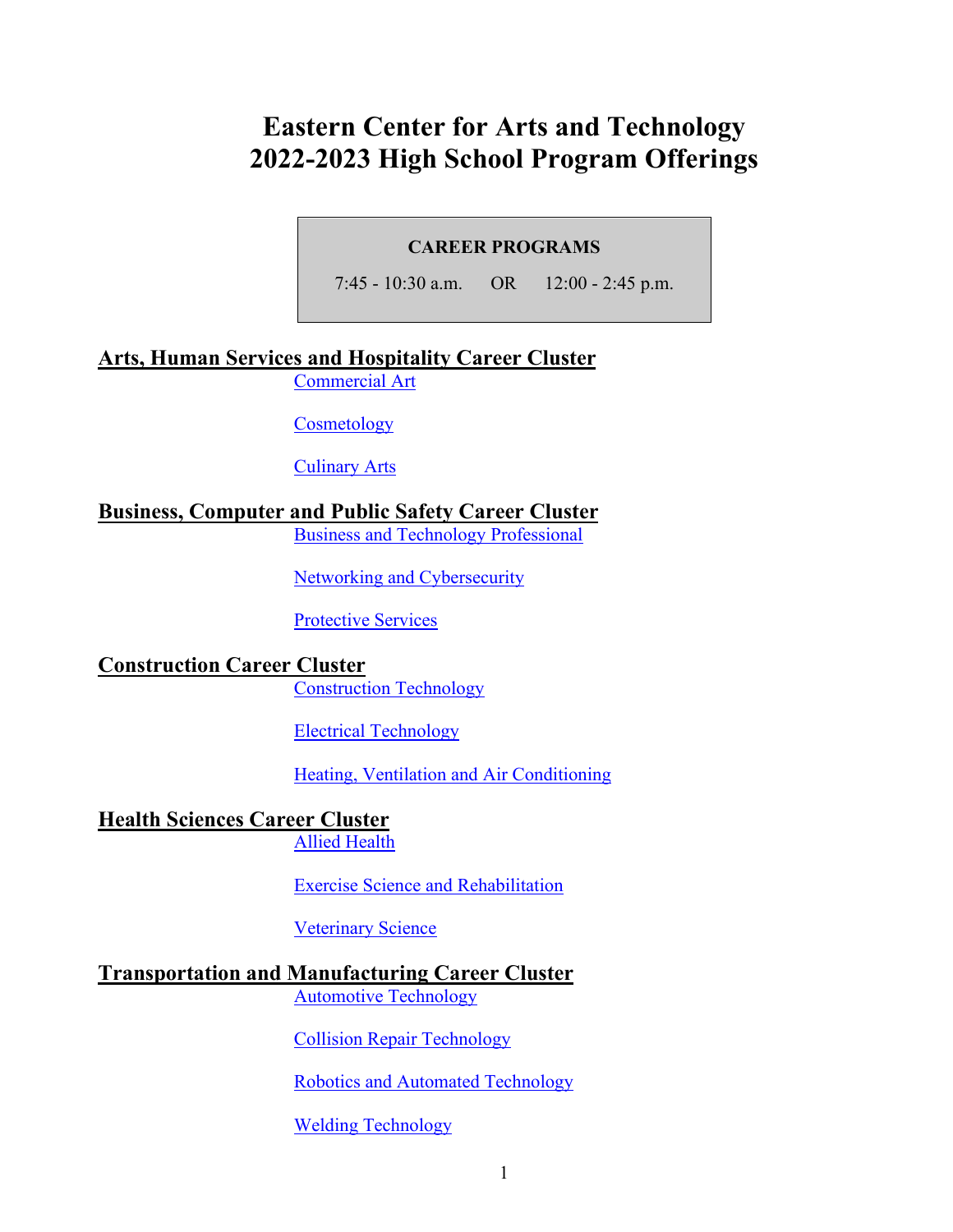# Eastern Center for Arts and Technology
# 2022-2023 High School Program Offerings

**CAREER PROGRAMS**

7:45 - 10:30 a.m. OR 12:00 - 2:45 p.m.

## Arts, Human Services and Hospitality Career Cluster

- Commercial Art
- Cosmetology
- Culinary Arts

## Business, Computer and Public Safety Career Cluster

- Business and Technology Professional
- Networking and Cybersecurity
- Protective Services

## Construction Career Cluster

- Construction Technology
- Electrical Technology
- Heating, Ventilation and Air Conditioning

## Health Sciences Career Cluster

- Allied Health
- Exercise Science and Rehabilitation
- Veterinary Science

## Transportation and Manufacturing Career Cluster

- Automotive Technology
- Collision Repair Technology
- Robotics and Automated Technology
- Welding Technology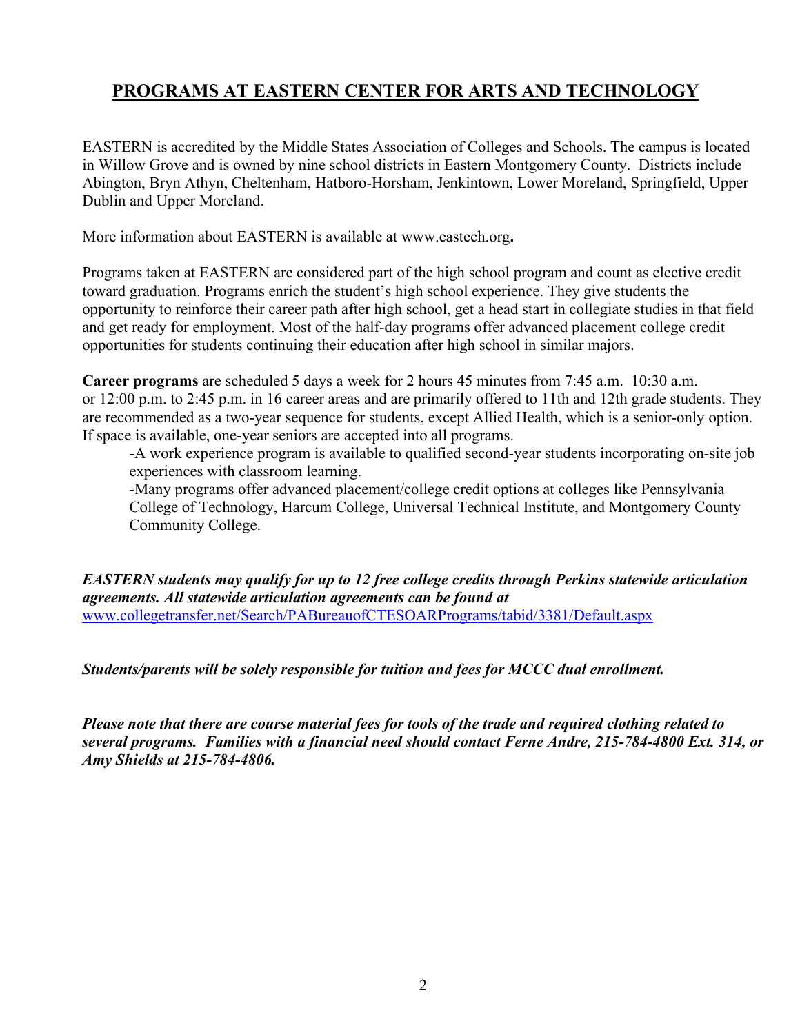# PROGRAMS AT EASTERN CENTER FOR ARTS AND TECHNOLOGY

EASTERN is accredited by the Middle States Association of Colleges and Schools. The campus is located in Willow Grove and is owned by nine school districts in Eastern Montgomery County. Districts include Abington, Bryn Athyn, Cheltenham, Hatboro-Horsham, Jenkintown, Lower Moreland, Springfield, Upper Dublin and Upper Moreland.

More information about EASTERN is available at www.eastech.org**.**

Programs taken at EASTERN are considered part of the high school program and count as elective credit toward graduation. Programs enrich the student's high school experience. They give students the opportunity to reinforce their career path after high school, get a head start in collegiate studies in that field and get ready for employment. Most of the half-day programs offer advanced placement college credit opportunities for students continuing their education after high school in similar majors.

**Career programs** are scheduled 5 days a week for 2 hours 45 minutes from 7:45 a.m.–10:30 a.m. or 12:00 p.m. to 2:45 p.m. in 16 career areas and are primarily offered to 11th and 12th grade students. They are recommended as a two-year sequence for students, except Allied Health, which is a senior-only option. If space is available, one-year seniors are accepted into all programs.

- A work experience program is available to qualified second-year students incorporating on-site job experiences with classroom learning.
- Many programs offer advanced placement/college credit options at colleges like Pennsylvania College of Technology, Harcum College, Universal Technical Institute, and Montgomery County Community College.

***EASTERN students may qualify for up to 12 free college credits through Perkins statewide articulation agreements. All statewide articulation agreements can be found at*** www.collegetransfer.net/Search/PABureauofCTESOARPrograms/tabid/3381/Default.aspx

***Students/parents will be solely responsible for tuition and fees for MCCC dual enrollment.***

***Please note that there are course material fees for tools of the trade and required clothing related to several programs. Families with a financial need should contact Ferne Andre, 215-784-4800 Ext. 314, or Amy Shields at 215-784-4806.***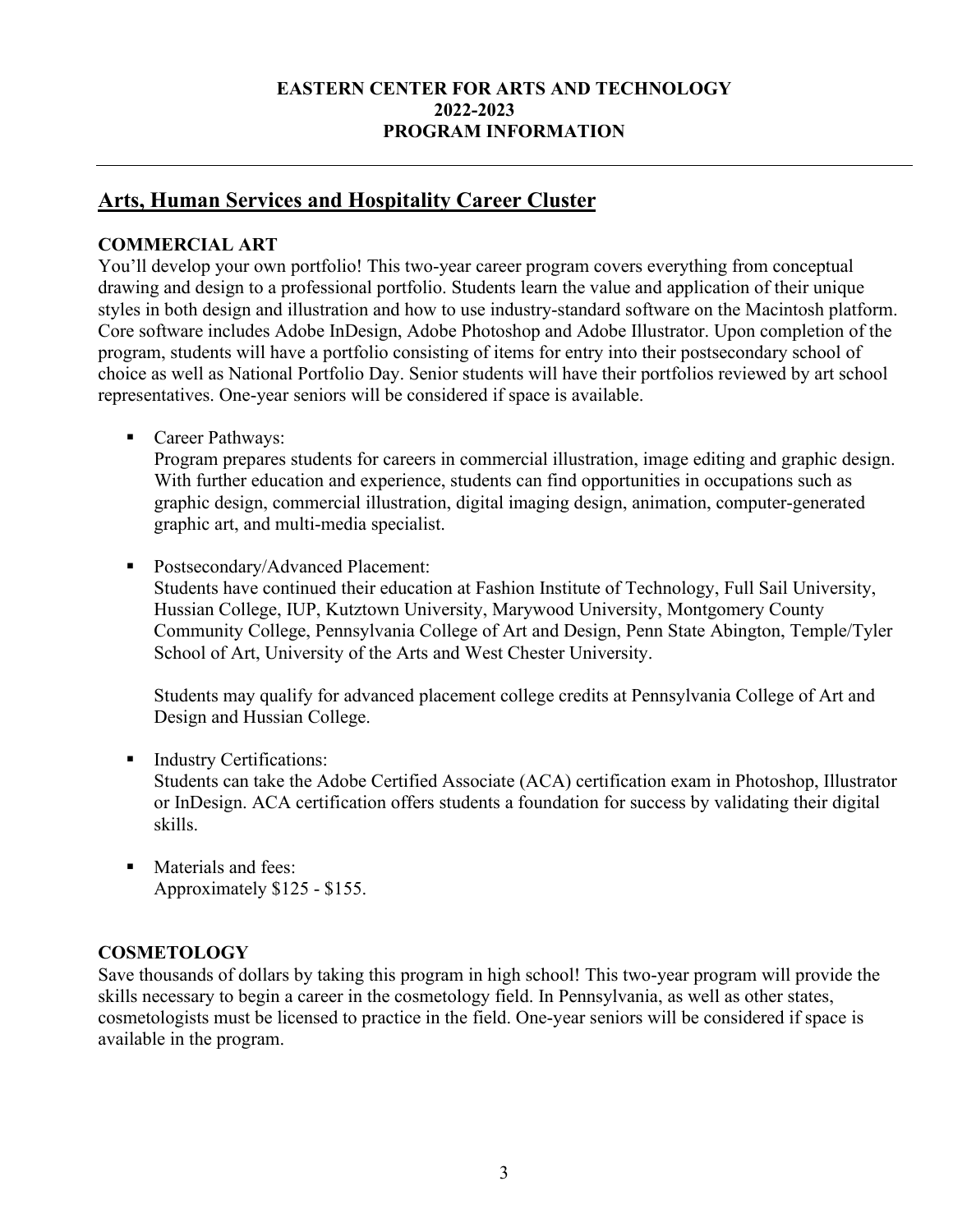**EASTERN CENTER FOR ARTS AND TECHNOLOGY**
**2022-2023**
**PROGRAM INFORMATION**

---

## Arts, Human Services and Hospitality Career Cluster

### COMMERCIAL ART

You'll develop your own portfolio! This two-year career program covers everything from conceptual drawing and design to a professional portfolio. Students learn the value and application of their unique styles in both design and illustration and how to use industry-standard software on the Macintosh platform. Core software includes Adobe InDesign, Adobe Photoshop and Adobe Illustrator. Upon completion of the program, students will have a portfolio consisting of items for entry into their postsecondary school of choice as well as National Portfolio Day. Senior students will have their portfolios reviewed by art school representatives. One-year seniors will be considered if space is available.

- Career Pathways:
  Program prepares students for careers in commercial illustration, image editing and graphic design. With further education and experience, students can find opportunities in occupations such as graphic design, commercial illustration, digital imaging design, animation, computer-generated graphic art, and multi-media specialist.

- Postsecondary/Advanced Placement:
  Students have continued their education at Fashion Institute of Technology, Full Sail University, Hussian College, IUP, Kutztown University, Marywood University, Montgomery County Community College, Pennsylvania College of Art and Design, Penn State Abington, Temple/Tyler School of Art, University of the Arts and West Chester University.

  Students may qualify for advanced placement college credits at Pennsylvania College of Art and Design and Hussian College.

- Industry Certifications:
  Students can take the Adobe Certified Associate (ACA) certification exam in Photoshop, Illustrator or InDesign. ACA certification offers students a foundation for success by validating their digital skills.

- Materials and fees:
  Approximately $125 - $155.

### COSMETOLOGY

Save thousands of dollars by taking this program in high school! This two-year program will provide the skills necessary to begin a career in the cosmetology field. In Pennsylvania, as well as other states, cosmetologists must be licensed to practice in the field. One-year seniors will be considered if space is available in the program.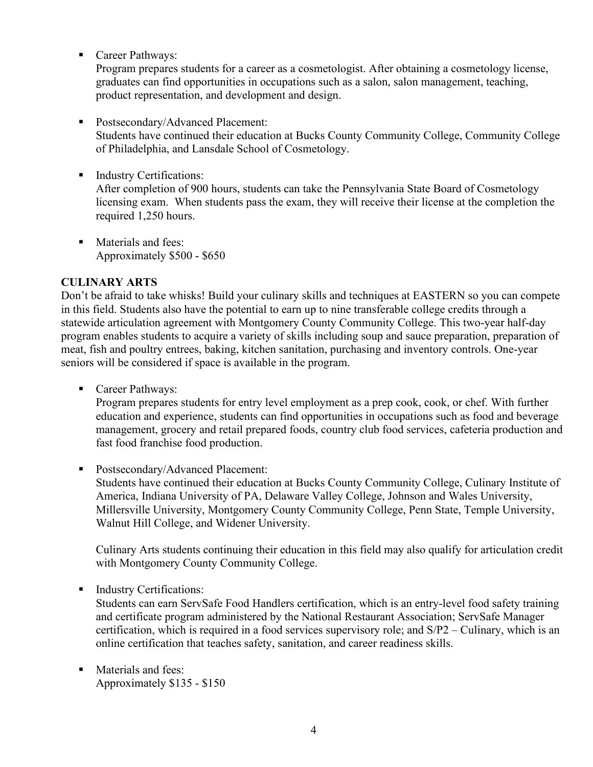- Career Pathways:
  Program prepares students for a career as a cosmetologist. After obtaining a cosmetology license, graduates can find opportunities in occupations such as a salon, salon management, teaching, product representation, and development and design.

- Postsecondary/Advanced Placement:
  Students have continued their education at Bucks County Community College, Community College of Philadelphia, and Lansdale School of Cosmetology.

- Industry Certifications:
  After completion of 900 hours, students can take the Pennsylvania State Board of Cosmetology licensing exam. When students pass the exam, they will receive their license at the completion the required 1,250 hours.

- Materials and fees:
  Approximately $500 - $650

**CULINARY ARTS**

Don't be afraid to take whisks! Build your culinary skills and techniques at EASTERN so you can compete in this field. Students also have the potential to earn up to nine transferable college credits through a statewide articulation agreement with Montgomery County Community College. This two-year half-day program enables students to acquire a variety of skills including soup and sauce preparation, preparation of meat, fish and poultry entrees, baking, kitchen sanitation, purchasing and inventory controls. One-year seniors will be considered if space is available in the program.

- Career Pathways:
  Program prepares students for entry level employment as a prep cook, cook, or chef. With further education and experience, students can find opportunities in occupations such as food and beverage management, grocery and retail prepared foods, country club food services, cafeteria production and fast food franchise food production.

- Postsecondary/Advanced Placement:
  Students have continued their education at Bucks County Community College, Culinary Institute of America, Indiana University of PA, Delaware Valley College, Johnson and Wales University, Millersville University, Montgomery County Community College, Penn State, Temple University, Walnut Hill College, and Widener University.

  Culinary Arts students continuing their education in this field may also qualify for articulation credit with Montgomery County Community College.

- Industry Certifications:
  Students can earn ServSafe Food Handlers certification, which is an entry-level food safety training and certificate program administered by the National Restaurant Association; ServSafe Manager certification, which is required in a food services supervisory role; and S/P2 – Culinary, which is an online certification that teaches safety, sanitation, and career readiness skills.

- Materials and fees:
  Approximately $135 - $150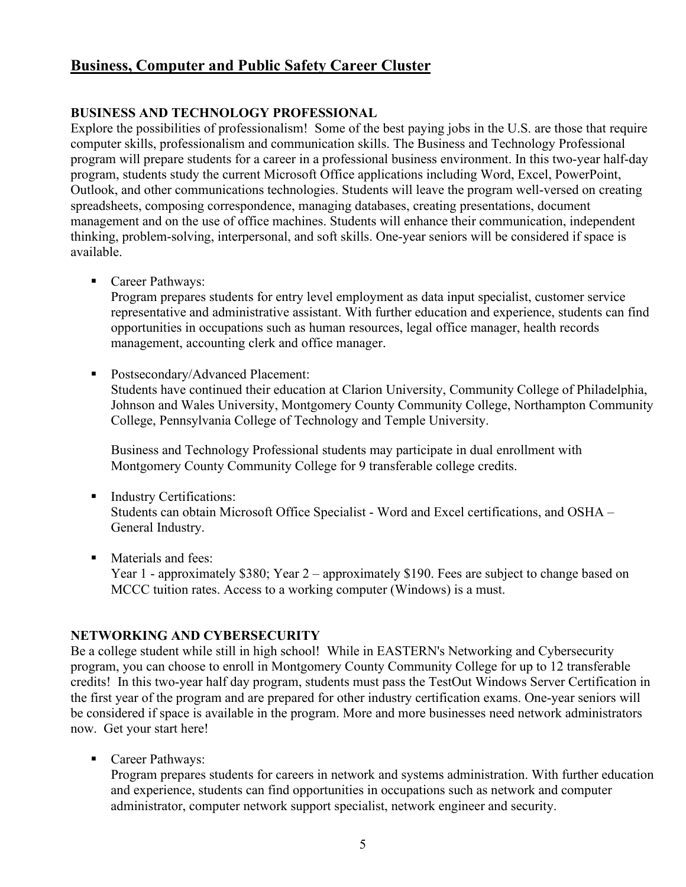## Business, Computer and Public Safety Career Cluster

### BUSINESS AND TECHNOLOGY PROFESSIONAL

Explore the possibilities of professionalism! Some of the best paying jobs in the U.S. are those that require computer skills, professionalism and communication skills. The Business and Technology Professional program will prepare students for a career in a professional business environment. In this two-year half-day program, students study the current Microsoft Office applications including Word, Excel, PowerPoint, Outlook, and other communications technologies. Students will leave the program well-versed on creating spreadsheets, composing correspondence, managing databases, creating presentations, document management and on the use of office machines. Students will enhance their communication, independent thinking, problem-solving, interpersonal, and soft skills. One-year seniors will be considered if space is available.

- Career Pathways:
  Program prepares students for entry level employment as data input specialist, customer service representative and administrative assistant. With further education and experience, students can find opportunities in occupations such as human resources, legal office manager, health records management, accounting clerk and office manager.

- Postsecondary/Advanced Placement:
  Students have continued their education at Clarion University, Community College of Philadelphia, Johnson and Wales University, Montgomery County Community College, Northampton Community College, Pennsylvania College of Technology and Temple University.

  Business and Technology Professional students may participate in dual enrollment with Montgomery County Community College for 9 transferable college credits.

- Industry Certifications:
  Students can obtain Microsoft Office Specialist - Word and Excel certifications, and OSHA – General Industry.

- Materials and fees:
  Year 1 - approximately $380; Year 2 – approximately $190. Fees are subject to change based on MCCC tuition rates. Access to a working computer (Windows) is a must.

### NETWORKING AND CYBERSECURITY

Be a college student while still in high school! While in EASTERN's Networking and Cybersecurity program, you can choose to enroll in Montgomery County Community College for up to 12 transferable credits! In this two-year half day program, students must pass the TestOut Windows Server Certification in the first year of the program and are prepared for other industry certification exams. One-year seniors will be considered if space is available in the program. More and more businesses need network administrators now. Get your start here!

- Career Pathways:
  Program prepares students for careers in network and systems administration. With further education and experience, students can find opportunities in occupations such as network and computer administrator, computer network support specialist, network engineer and security.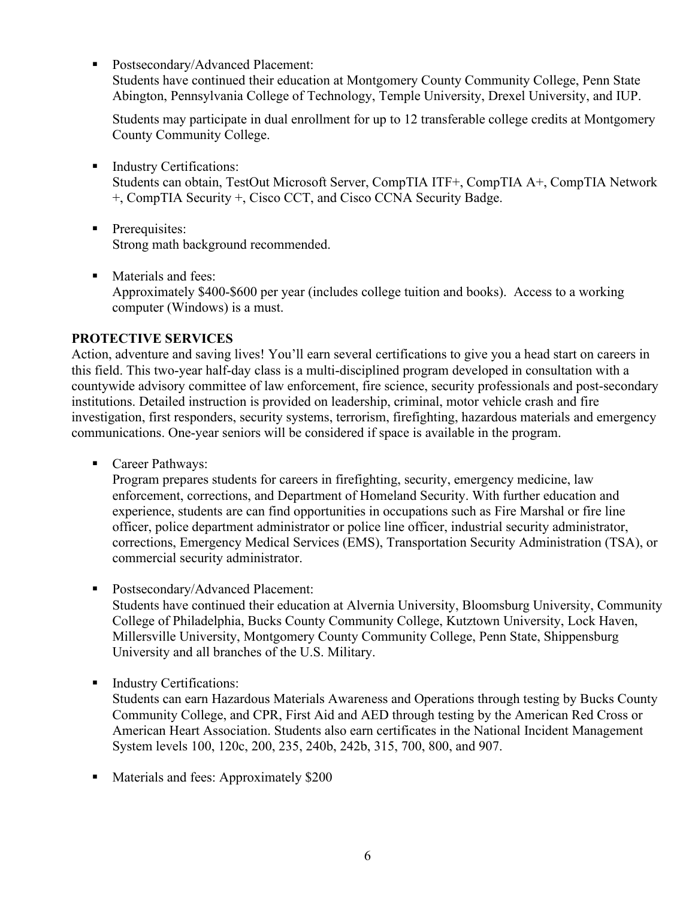- Postsecondary/Advanced Placement:
  Students have continued their education at Montgomery County Community College, Penn State Abington, Pennsylvania College of Technology, Temple University, Drexel University, and IUP.

  Students may participate in dual enrollment for up to 12 transferable college credits at Montgomery County Community College.

- Industry Certifications:
  Students can obtain, TestOut Microsoft Server, CompTIA ITF+, CompTIA A+, CompTIA Network +, CompTIA Security +, Cisco CCT, and Cisco CCNA Security Badge.

- Prerequisites:
  Strong math background recommended.

- Materials and fees:
  Approximately $400-$600 per year (includes college tuition and books). Access to a working computer (Windows) is a must.

**PROTECTIVE SERVICES**

Action, adventure and saving lives! You'll earn several certifications to give you a head start on careers in this field. This two-year half-day class is a multi-disciplined program developed in consultation with a countywide advisory committee of law enforcement, fire science, security professionals and post-secondary institutions. Detailed instruction is provided on leadership, criminal, motor vehicle crash and fire investigation, first responders, security systems, terrorism, firefighting, hazardous materials and emergency communications. One-year seniors will be considered if space is available in the program.

- Career Pathways:
  Program prepares students for careers in firefighting, security, emergency medicine, law enforcement, corrections, and Department of Homeland Security. With further education and experience, students are can find opportunities in occupations such as Fire Marshal or fire line officer, police department administrator or police line officer, industrial security administrator, corrections, Emergency Medical Services (EMS), Transportation Security Administration (TSA), or commercial security administrator.

- Postsecondary/Advanced Placement:
  Students have continued their education at Alvernia University, Bloomsburg University, Community College of Philadelphia, Bucks County Community College, Kutztown University, Lock Haven, Millersville University, Montgomery County Community College, Penn State, Shippensburg University and all branches of the U.S. Military.

- Industry Certifications:
  Students can earn Hazardous Materials Awareness and Operations through testing by Bucks County Community College, and CPR, First Aid and AED through testing by the American Red Cross or American Heart Association. Students also earn certificates in the National Incident Management System levels 100, 120c, 200, 235, 240b, 242b, 315, 700, 800, and 907.

- Materials and fees: Approximately $200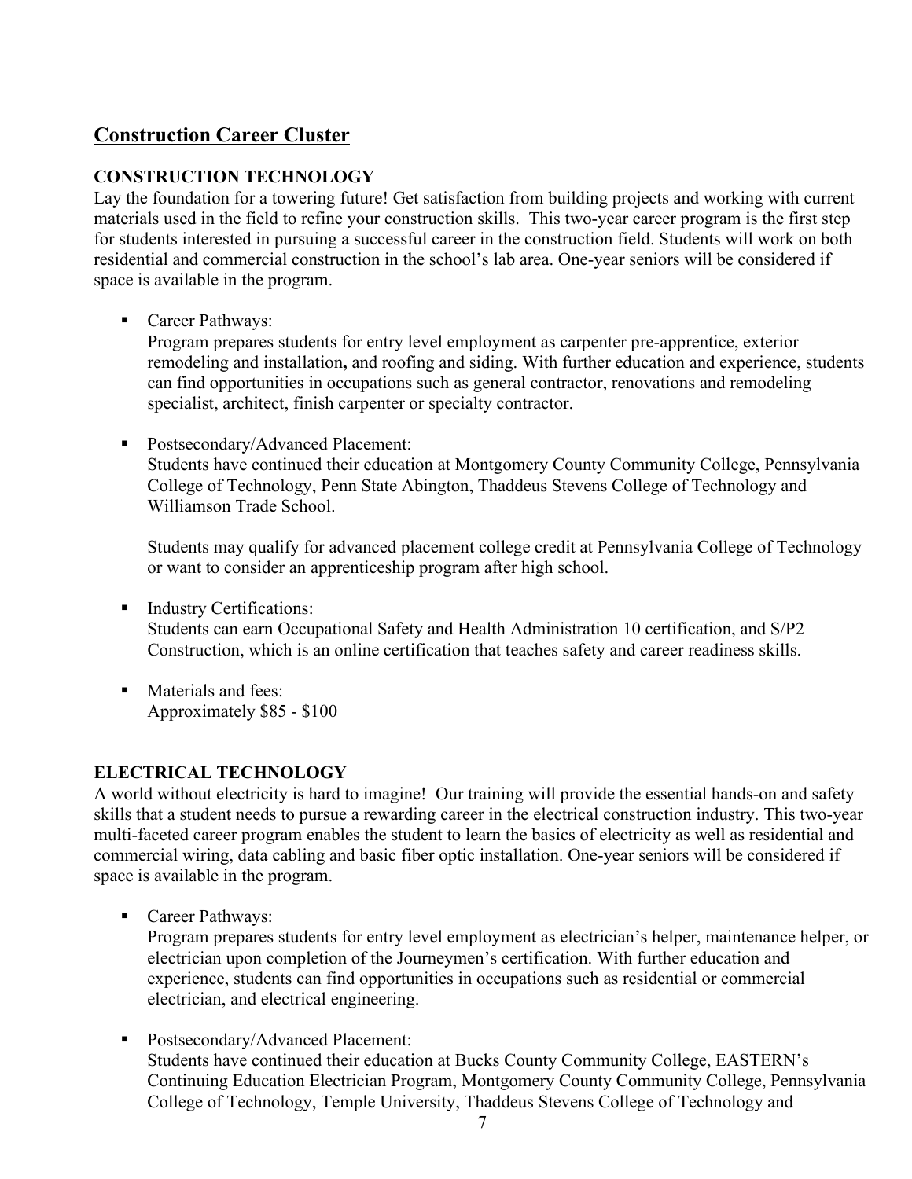## Construction Career Cluster

### CONSTRUCTION TECHNOLOGY

Lay the foundation for a towering future! Get satisfaction from building projects and working with current materials used in the field to refine your construction skills. This two-year career program is the first step for students interested in pursuing a successful career in the construction field. Students will work on both residential and commercial construction in the school's lab area. One-year seniors will be considered if space is available in the program.

- Career Pathways:
  Program prepares students for entry level employment as carpenter pre-apprentice, exterior remodeling and installation**,** and roofing and siding. With further education and experience, students can find opportunities in occupations such as general contractor, renovations and remodeling specialist, architect, finish carpenter or specialty contractor.

- Postsecondary/Advanced Placement:
  Students have continued their education at Montgomery County Community College, Pennsylvania College of Technology, Penn State Abington, Thaddeus Stevens College of Technology and Williamson Trade School.

  Students may qualify for advanced placement college credit at Pennsylvania College of Technology or want to consider an apprenticeship program after high school.

- Industry Certifications:
  Students can earn Occupational Safety and Health Administration 10 certification, and S/P2 – Construction, which is an online certification that teaches safety and career readiness skills.

- Materials and fees:
  Approximately $85 - $100

### ELECTRICAL TECHNOLOGY

A world without electricity is hard to imagine! Our training will provide the essential hands-on and safety skills that a student needs to pursue a rewarding career in the electrical construction industry. This two-year multi-faceted career program enables the student to learn the basics of electricity as well as residential and commercial wiring, data cabling and basic fiber optic installation. One-year seniors will be considered if space is available in the program.

- Career Pathways:
  Program prepares students for entry level employment as electrician's helper, maintenance helper, or electrician upon completion of the Journeymen's certification. With further education and experience, students can find opportunities in occupations such as residential or commercial electrician, and electrical engineering.

- Postsecondary/Advanced Placement:
  Students have continued their education at Bucks County Community College, EASTERN's Continuing Education Electrician Program, Montgomery County Community College, Pennsylvania College of Technology, Temple University, Thaddeus Stevens College of Technology and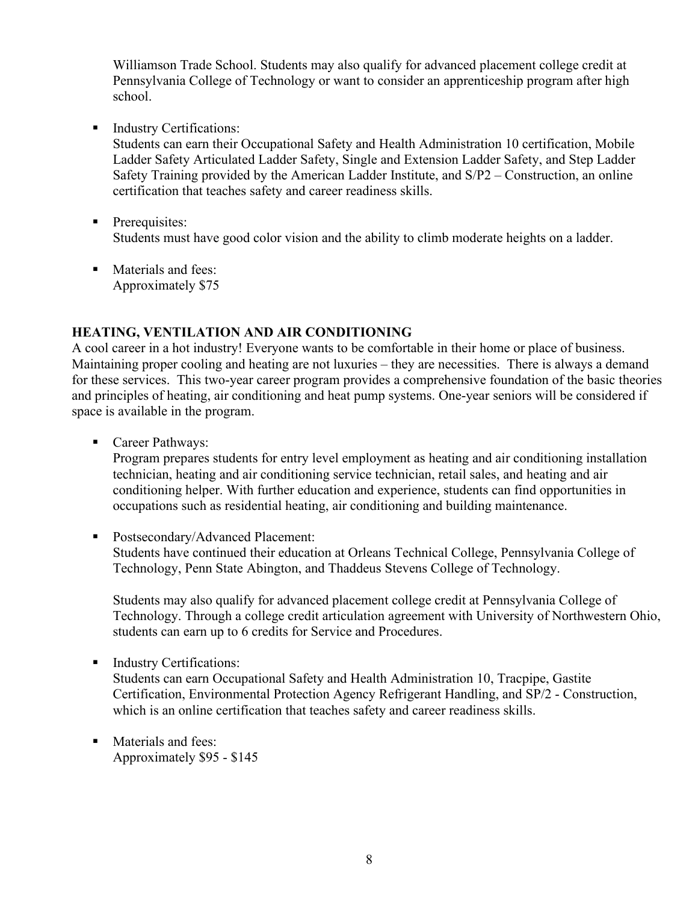Williamson Trade School. Students may also qualify for advanced placement college credit at Pennsylvania College of Technology or want to consider an apprenticeship program after high school.

- Industry Certifications:
  Students can earn their Occupational Safety and Health Administration 10 certification, Mobile Ladder Safety Articulated Ladder Safety, Single and Extension Ladder Safety, and Step Ladder Safety Training provided by the American Ladder Institute, and S/P2 – Construction, an online certification that teaches safety and career readiness skills.

- Prerequisites:
  Students must have good color vision and the ability to climb moderate heights on a ladder.

- Materials and fees:
  Approximately $75

**HEATING, VENTILATION AND AIR CONDITIONING**

A cool career in a hot industry! Everyone wants to be comfortable in their home or place of business. Maintaining proper cooling and heating are not luxuries – they are necessities. There is always a demand for these services. This two-year career program provides a comprehensive foundation of the basic theories and principles of heating, air conditioning and heat pump systems. One-year seniors will be considered if space is available in the program.

- Career Pathways:
  Program prepares students for entry level employment as heating and air conditioning installation technician, heating and air conditioning service technician, retail sales, and heating and air conditioning helper. With further education and experience, students can find opportunities in occupations such as residential heating, air conditioning and building maintenance.

- Postsecondary/Advanced Placement:
  Students have continued their education at Orleans Technical College, Pennsylvania College of Technology, Penn State Abington, and Thaddeus Stevens College of Technology.

  Students may also qualify for advanced placement college credit at Pennsylvania College of Technology. Through a college credit articulation agreement with University of Northwestern Ohio, students can earn up to 6 credits for Service and Procedures.

- Industry Certifications:
  Students can earn Occupational Safety and Health Administration 10, Tracpipe, Gastite Certification, Environmental Protection Agency Refrigerant Handling, and SP/2 - Construction, which is an online certification that teaches safety and career readiness skills.

- Materials and fees:
  Approximately $95 - $145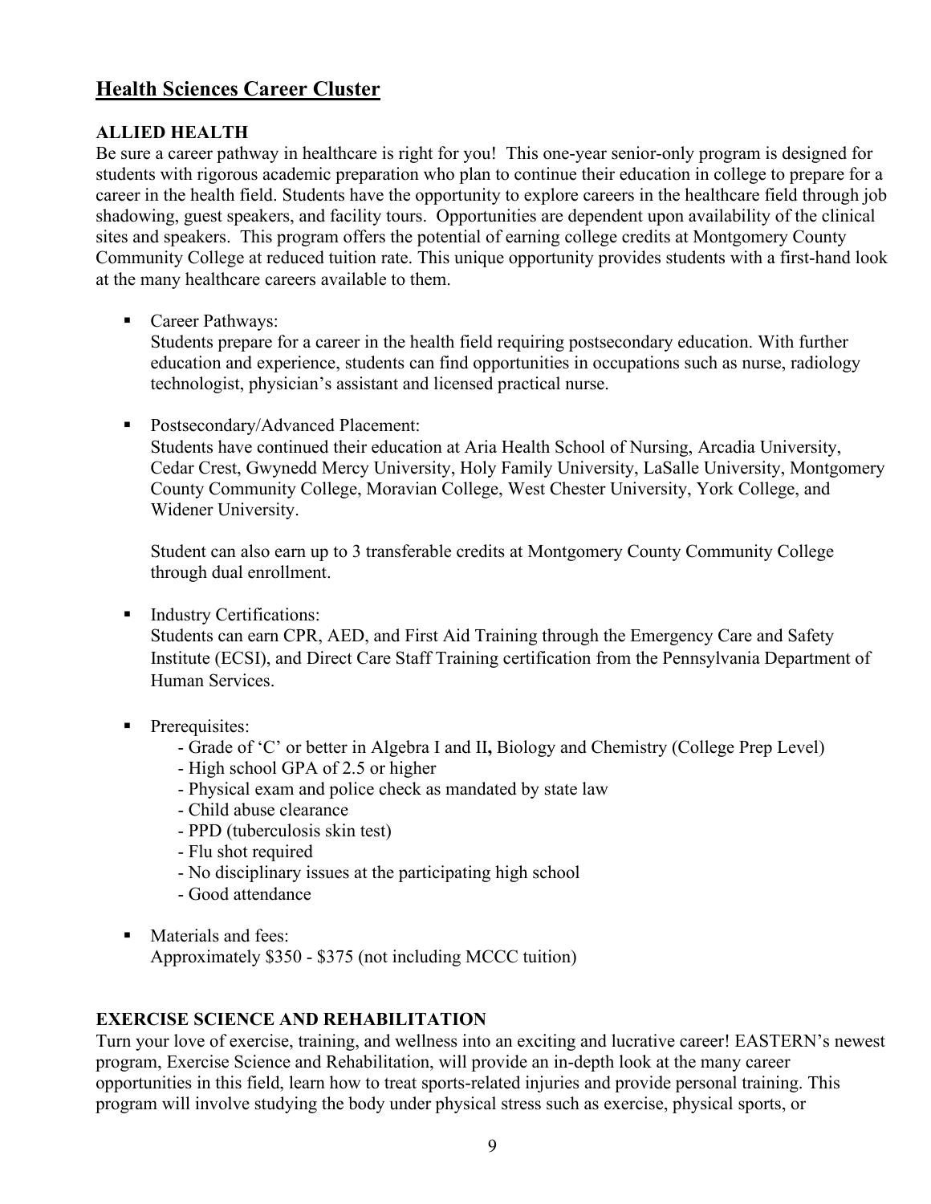## Health Sciences Career Cluster

### ALLIED HEALTH

Be sure a career pathway in healthcare is right for you! This one-year senior-only program is designed for students with rigorous academic preparation who plan to continue their education in college to prepare for a career in the health field. Students have the opportunity to explore careers in the healthcare field through job shadowing, guest speakers, and facility tours. Opportunities are dependent upon availability of the clinical sites and speakers. This program offers the potential of earning college credits at Montgomery County Community College at reduced tuition rate. This unique opportunity provides students with a first-hand look at the many healthcare careers available to them.

- Career Pathways:
  Students prepare for a career in the health field requiring postsecondary education. With further education and experience, students can find opportunities in occupations such as nurse, radiology technologist, physician's assistant and licensed practical nurse.

- Postsecondary/Advanced Placement:
  Students have continued their education at Aria Health School of Nursing, Arcadia University, Cedar Crest, Gwynedd Mercy University, Holy Family University, LaSalle University, Montgomery County Community College, Moravian College, West Chester University, York College, and Widener University.

  Student can also earn up to 3 transferable credits at Montgomery County Community College through dual enrollment.

- Industry Certifications:
  Students can earn CPR, AED, and First Aid Training through the Emergency Care and Safety Institute (ECSI), and Direct Care Staff Training certification from the Pennsylvania Department of Human Services.

- Prerequisites:
  - Grade of 'C' or better in Algebra I and II**,** Biology and Chemistry (College Prep Level)
  - High school GPA of 2.5 or higher
  - Physical exam and police check as mandated by state law
  - Child abuse clearance
  - PPD (tuberculosis skin test)
  - Flu shot required
  - No disciplinary issues at the participating high school
  - Good attendance

- Materials and fees:
  Approximately $350 - $375 (not including MCCC tuition)

### EXERCISE SCIENCE AND REHABILITATION

Turn your love of exercise, training, and wellness into an exciting and lucrative career! EASTERN's newest program, Exercise Science and Rehabilitation, will provide an in-depth look at the many career opportunities in this field, learn how to treat sports-related injuries and provide personal training. This program will involve studying the body under physical stress such as exercise, physical sports, or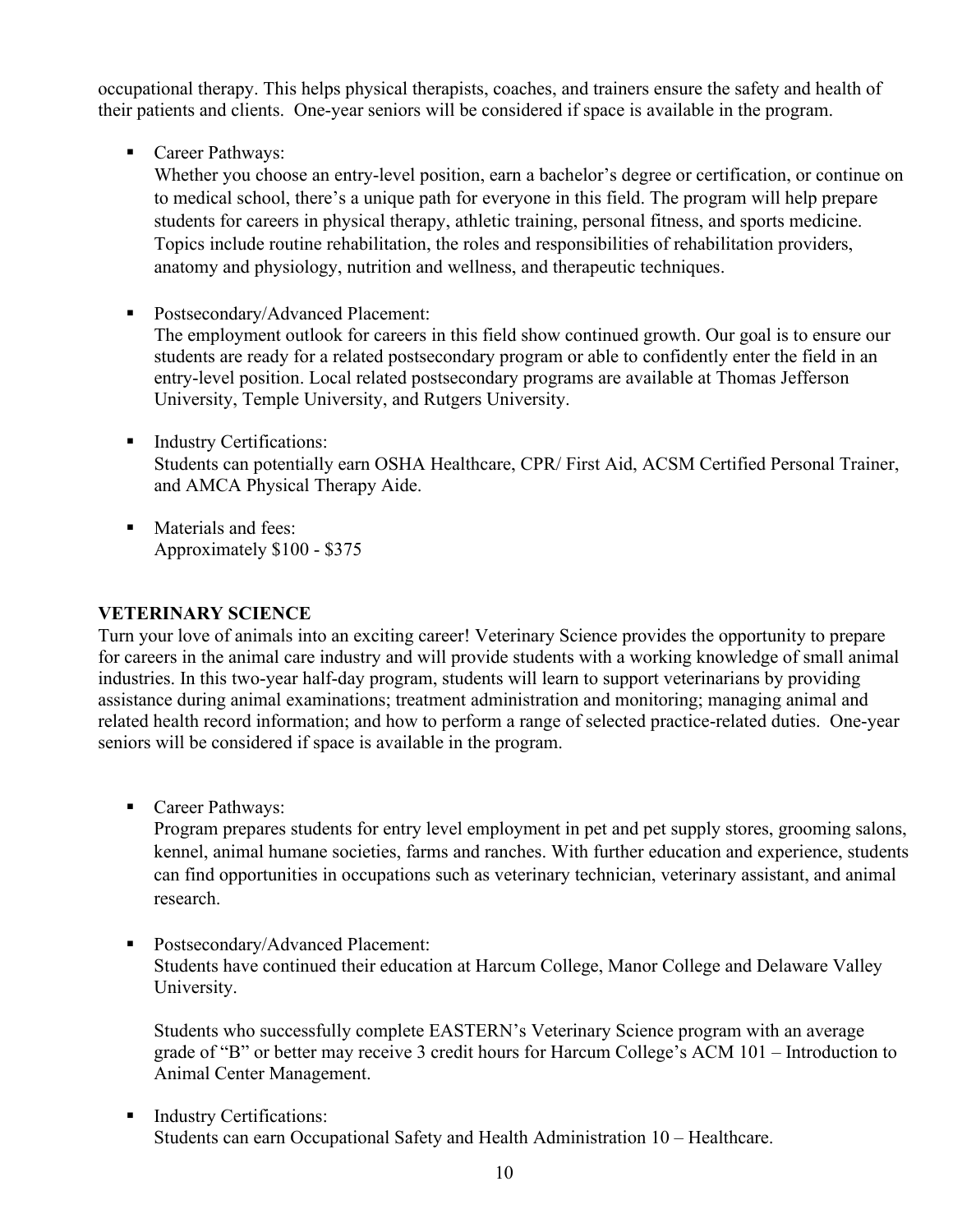occupational therapy. This helps physical therapists, coaches, and trainers ensure the safety and health of their patients and clients. One-year seniors will be considered if space is available in the program.

- Career Pathways:
  Whether you choose an entry-level position, earn a bachelor's degree or certification, or continue on to medical school, there's a unique path for everyone in this field. The program will help prepare students for careers in physical therapy, athletic training, personal fitness, and sports medicine. Topics include routine rehabilitation, the roles and responsibilities of rehabilitation providers, anatomy and physiology, nutrition and wellness, and therapeutic techniques.

- Postsecondary/Advanced Placement:
  The employment outlook for careers in this field show continued growth. Our goal is to ensure our students are ready for a related postsecondary program or able to confidently enter the field in an entry-level position. Local related postsecondary programs are available at Thomas Jefferson University, Temple University, and Rutgers University.

- Industry Certifications:
  Students can potentially earn OSHA Healthcare, CPR/ First Aid, ACSM Certified Personal Trainer, and AMCA Physical Therapy Aide.

- Materials and fees:
  Approximately $100 - $375

**VETERINARY SCIENCE**

Turn your love of animals into an exciting career! Veterinary Science provides the opportunity to prepare for careers in the animal care industry and will provide students with a working knowledge of small animal industries. In this two-year half-day program, students will learn to support veterinarians by providing assistance during animal examinations; treatment administration and monitoring; managing animal and related health record information; and how to perform a range of selected practice-related duties. One-year seniors will be considered if space is available in the program.

- Career Pathways:
  Program prepares students for entry level employment in pet and pet supply stores, grooming salons, kennel, animal humane societies, farms and ranches. With further education and experience, students can find opportunities in occupations such as veterinary technician, veterinary assistant, and animal research.

- Postsecondary/Advanced Placement:
  Students have continued their education at Harcum College, Manor College and Delaware Valley University.

  Students who successfully complete EASTERN's Veterinary Science program with an average grade of "B" or better may receive 3 credit hours for Harcum College's ACM 101 – Introduction to Animal Center Management.

- Industry Certifications:
  Students can earn Occupational Safety and Health Administration 10 – Healthcare.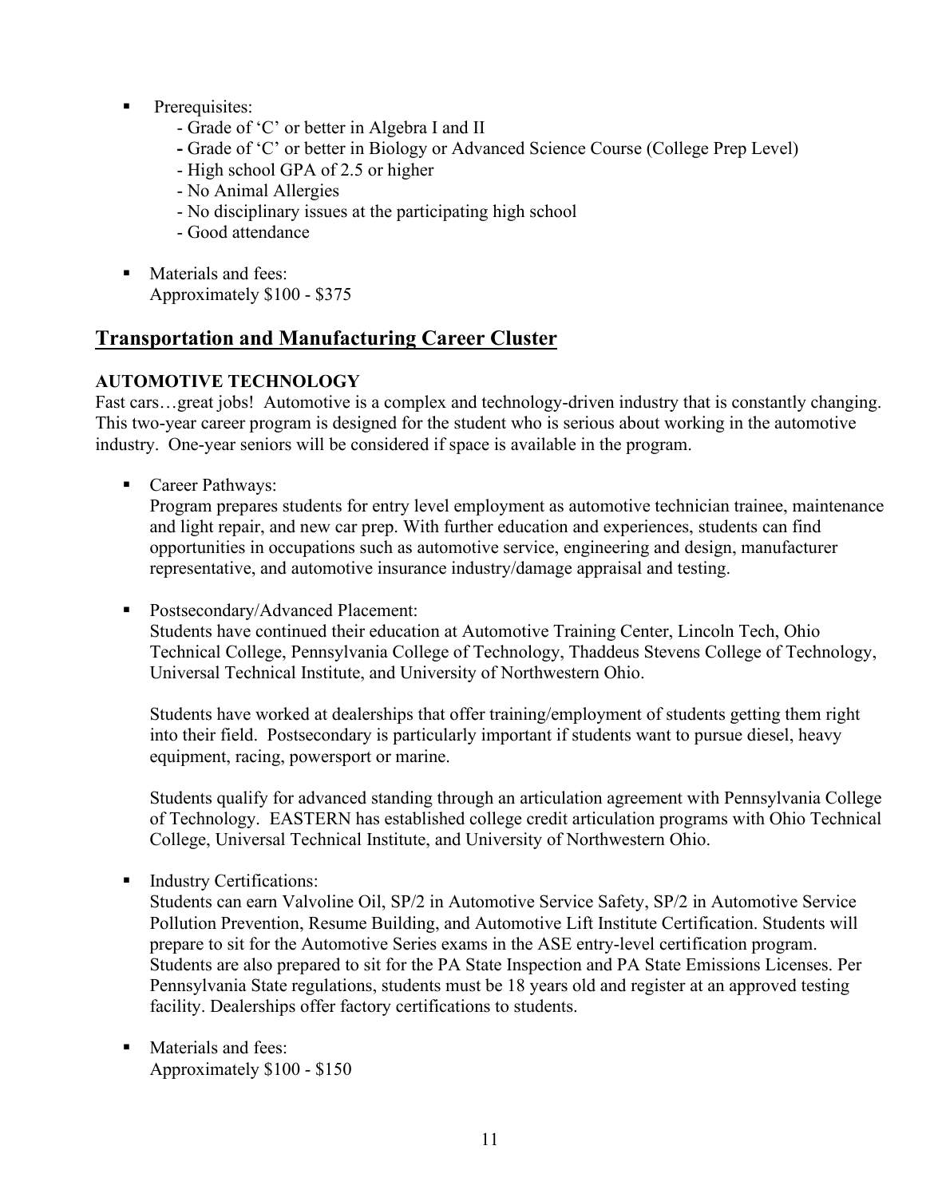- Prerequisites:
  - Grade of 'C' or better in Algebra I and II
  - Grade of 'C' or better in Biology or Advanced Science Course (College Prep Level)
  - High school GPA of 2.5 or higher
  - No Animal Allergies
  - No disciplinary issues at the participating high school
  - Good attendance

- Materials and fees:
  Approximately $100 - $375

## Transportation and Manufacturing Career Cluster

### AUTOMOTIVE TECHNOLOGY

Fast cars…great jobs! Automotive is a complex and technology-driven industry that is constantly changing. This two-year career program is designed for the student who is serious about working in the automotive industry. One-year seniors will be considered if space is available in the program.

- Career Pathways:
  Program prepares students for entry level employment as automotive technician trainee, maintenance and light repair, and new car prep. With further education and experiences, students can find opportunities in occupations such as automotive service, engineering and design, manufacturer representative, and automotive insurance industry/damage appraisal and testing.

- Postsecondary/Advanced Placement:
  Students have continued their education at Automotive Training Center, Lincoln Tech, Ohio Technical College, Pennsylvania College of Technology, Thaddeus Stevens College of Technology, Universal Technical Institute, and University of Northwestern Ohio.

  Students have worked at dealerships that offer training/employment of students getting them right into their field. Postsecondary is particularly important if students want to pursue diesel, heavy equipment, racing, powersport or marine.

  Students qualify for advanced standing through an articulation agreement with Pennsylvania College of Technology. EASTERN has established college credit articulation programs with Ohio Technical College, Universal Technical Institute, and University of Northwestern Ohio.

- Industry Certifications:
  Students can earn Valvoline Oil, SP/2 in Automotive Service Safety, SP/2 in Automotive Service Pollution Prevention, Resume Building, and Automotive Lift Institute Certification. Students will prepare to sit for the Automotive Series exams in the ASE entry-level certification program. Students are also prepared to sit for the PA State Inspection and PA State Emissions Licenses. Per Pennsylvania State regulations, students must be 18 years old and register at an approved testing facility. Dealerships offer factory certifications to students.

- Materials and fees:
  Approximately $100 - $150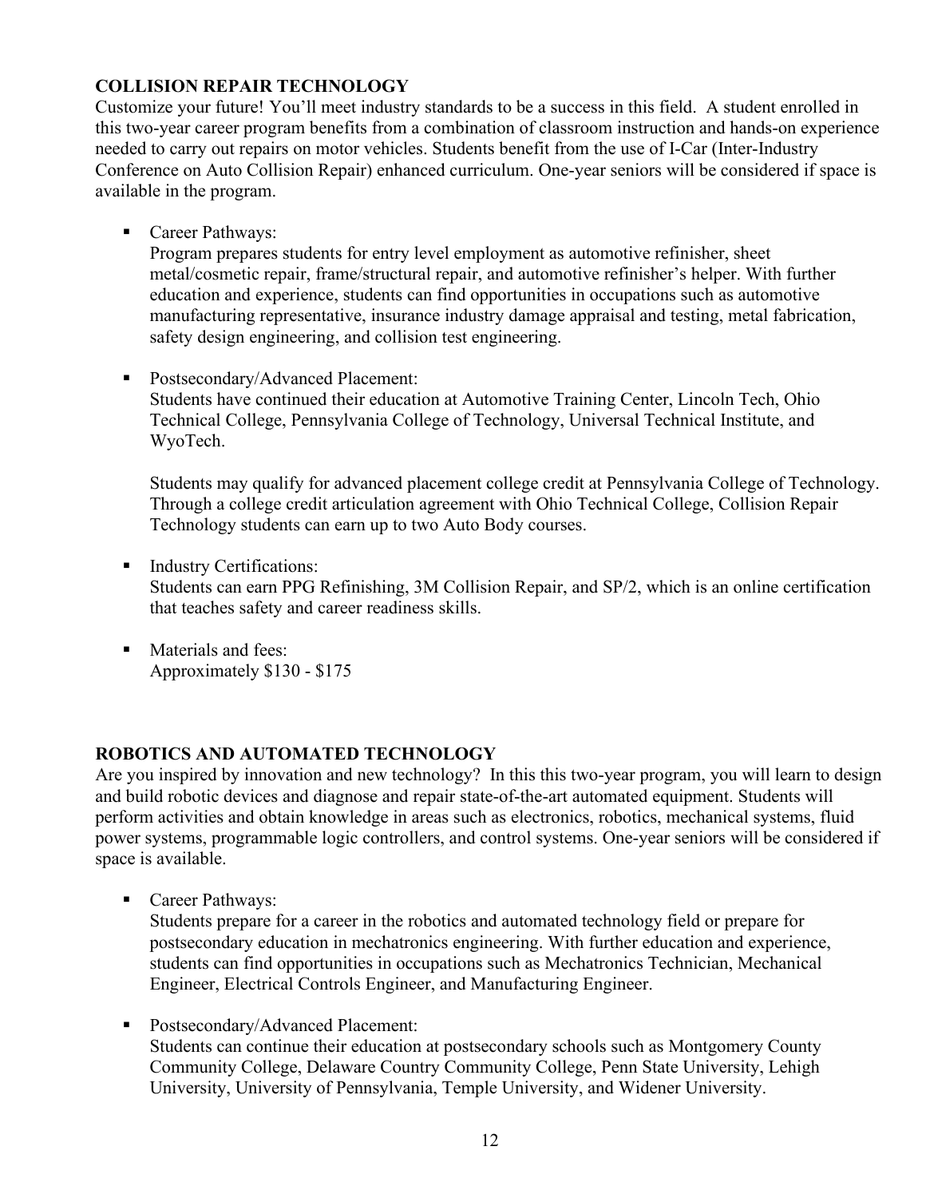## COLLISION REPAIR TECHNOLOGY

Customize your future! You'll meet industry standards to be a success in this field. A student enrolled in this two-year career program benefits from a combination of classroom instruction and hands-on experience needed to carry out repairs on motor vehicles. Students benefit from the use of I-Car (Inter-Industry Conference on Auto Collision Repair) enhanced curriculum. One-year seniors will be considered if space is available in the program.

- Career Pathways:
  Program prepares students for entry level employment as automotive refinisher, sheet metal/cosmetic repair, frame/structural repair, and automotive refinisher's helper. With further education and experience, students can find opportunities in occupations such as automotive manufacturing representative, insurance industry damage appraisal and testing, metal fabrication, safety design engineering, and collision test engineering.

- Postsecondary/Advanced Placement:
  Students have continued their education at Automotive Training Center, Lincoln Tech, Ohio Technical College, Pennsylvania College of Technology, Universal Technical Institute, and WyoTech.

  Students may qualify for advanced placement college credit at Pennsylvania College of Technology. Through a college credit articulation agreement with Ohio Technical College, Collision Repair Technology students can earn up to two Auto Body courses.

- Industry Certifications:
  Students can earn PPG Refinishing, 3M Collision Repair, and SP/2, which is an online certification that teaches safety and career readiness skills.

- Materials and fees:
  Approximately $130 - $175

## ROBOTICS AND AUTOMATED TECHNOLOGY

Are you inspired by innovation and new technology? In this this two-year program, you will learn to design and build robotic devices and diagnose and repair state-of-the-art automated equipment. Students will perform activities and obtain knowledge in areas such as electronics, robotics, mechanical systems, fluid power systems, programmable logic controllers, and control systems. One-year seniors will be considered if space is available.

- Career Pathways:
  Students prepare for a career in the robotics and automated technology field or prepare for postsecondary education in mechatronics engineering. With further education and experience, students can find opportunities in occupations such as Mechatronics Technician, Mechanical Engineer, Electrical Controls Engineer, and Manufacturing Engineer.

- Postsecondary/Advanced Placement:
  Students can continue their education at postsecondary schools such as Montgomery County Community College, Delaware Country Community College, Penn State University, Lehigh University, University of Pennsylvania, Temple University, and Widener University.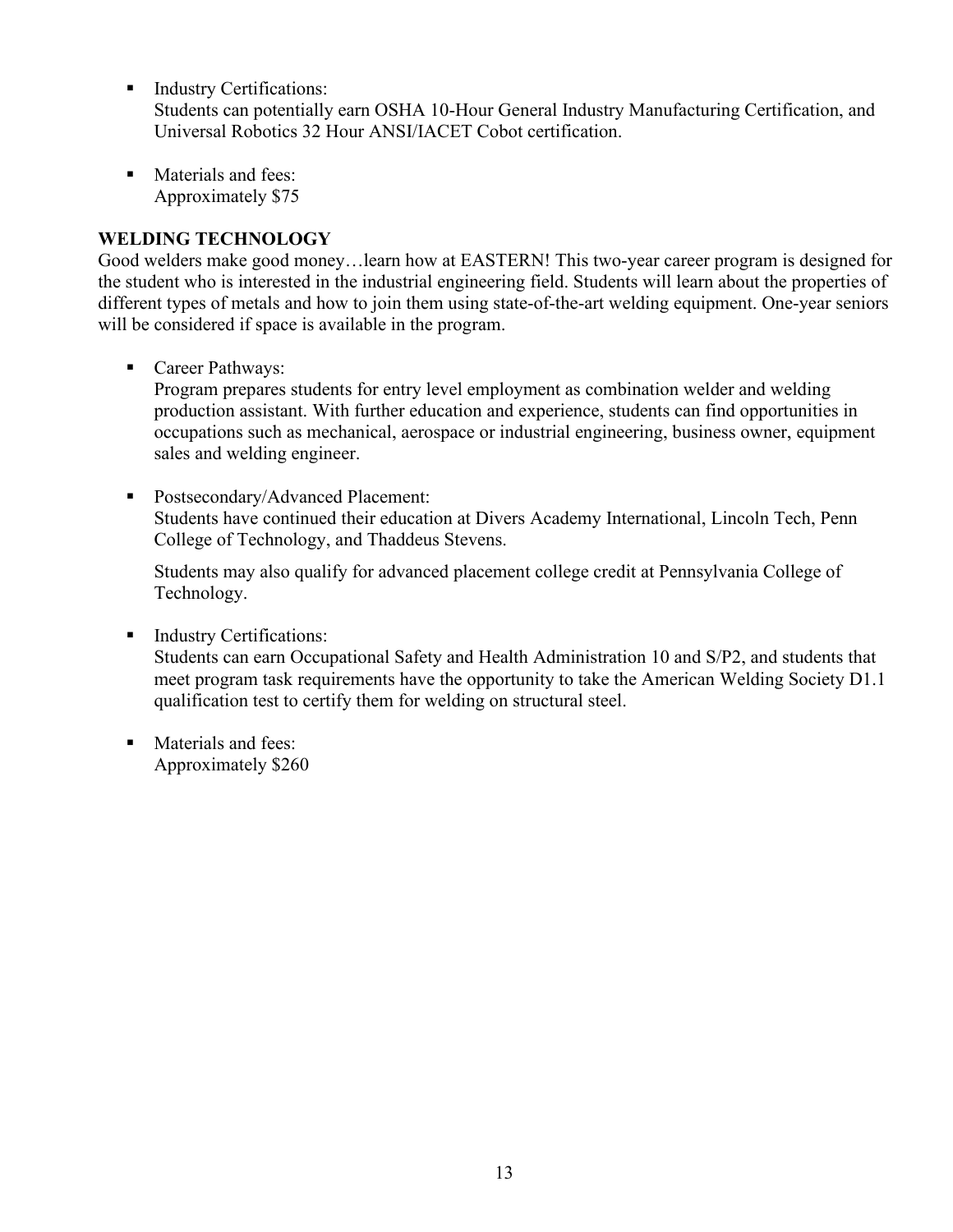- Industry Certifications:
  Students can potentially earn OSHA 10-Hour General Industry Manufacturing Certification, and Universal Robotics 32 Hour ANSI/IACET Cobot certification.

- Materials and fees:
  Approximately $75

**WELDING TECHNOLOGY**

Good welders make good money…learn how at EASTERN! This two-year career program is designed for the student who is interested in the industrial engineering field. Students will learn about the properties of different types of metals and how to join them using state-of-the-art welding equipment. One-year seniors will be considered if space is available in the program.

- Career Pathways:
  Program prepares students for entry level employment as combination welder and welding production assistant. With further education and experience, students can find opportunities in occupations such as mechanical, aerospace or industrial engineering, business owner, equipment sales and welding engineer.

- Postsecondary/Advanced Placement:
  Students have continued their education at Divers Academy International, Lincoln Tech, Penn College of Technology, and Thaddeus Stevens.

  Students may also qualify for advanced placement college credit at Pennsylvania College of Technology.

- Industry Certifications:
  Students can earn Occupational Safety and Health Administration 10 and S/P2, and students that meet program task requirements have the opportunity to take the American Welding Society D1.1 qualification test to certify them for welding on structural steel.

- Materials and fees:
  Approximately $260